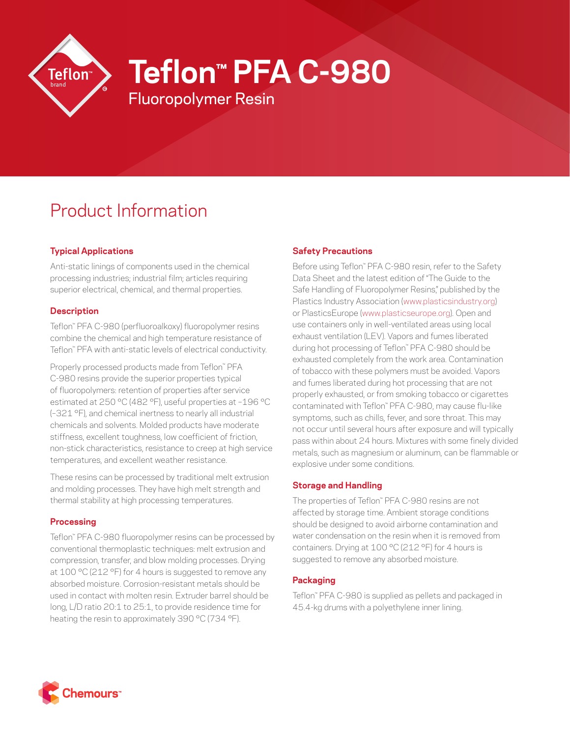# Teflon™ PFA C-980

## Fluoropolymer Resin

## Product Information

### Typical Applications

Anti-static linings of components used in the chemical processing industries; industrial film; articles requiring superior electrical, chemical, and thermal properties.

### Description

Teflon™ PFA C-980 (perfluoroalkoxy) fluoropolymer resins combine the chemical and high temperature resistance of Teflon™ PFA with anti-static levels of electrical conductivity.

Properly processed products made from Teflon™ PFA C-980 resins provide the superior properties typical of fluoropolymers: retention of properties after service estimated at 250 °C (482 °F), useful properties at –196 °C (–321 °F), and chemical inertness to nearly all industrial chemicals and solvents. Molded products have moderate stiffness, excellent toughness, low coefficient of friction, non-stick characteristics, resistance to creep at high service temperatures, and excellent weather resistance.

These resins can be processed by traditional melt extrusion and molding processes. They have high melt strength and thermal stability at high processing temperatures.

### Processing

Teflon™ PFA C-980 fluoropolymer resins can be processed by conventional thermoplastic techniques: melt extrusion and compression, transfer, and blow molding processes. Drying at 100 °C (212 °F) for 4 hours is suggested to remove any absorbed moisture. Corrosion-resistant metals should be used in contact with molten resin. Extruder barrel should be long, L/D ratio 20:1 to 25:1, to provide residence time for heating the resin to approximately 390 °C (734 °F).

### Safety Precautions

Before using Teflon™ PFA C-980 resin, refer to the Safety Data Sheet and the latest edition of "The Guide to the Safe Handling of Fluoropolymer Resins," published by the Plastics Industry Association (www.plasticsindustry.org) or PlasticsEurope (www.plasticseurope.org). Open and use containers only in well-ventilated areas using local exhaust ventilation (LEV). Vapors and fumes liberated during hot processing of Teflon™ PFA C-980 should be exhausted completely from the work area. Contamination of tobacco with these polymers must be avoided. Vapors and fumes liberated during hot processing that are not properly exhausted, or from smoking tobacco or cigarettes contaminated with Teflon™ PFA C-980, may cause flu-like symptoms, such as chills, fever, and sore throat. This may not occur until several hours after exposure and will typically pass within about 24 hours. Mixtures with some finely divided metals, such as magnesium or aluminum, can be flammable or explosive under some conditions.

### Storage and Handling

The properties of Teflon™ PFA C-980 resins are not affected by storage time. Ambient storage conditions should be designed to avoid airborne contamination and water condensation on the resin when it is removed from containers. Drying at 100 °C (212 °F) for 4 hours is suggested to remove any absorbed moisture.

### Packaging

Teflon™ PFA C-980 is supplied as pellets and packaged in 45.4-kg drums with a polyethylene inner lining.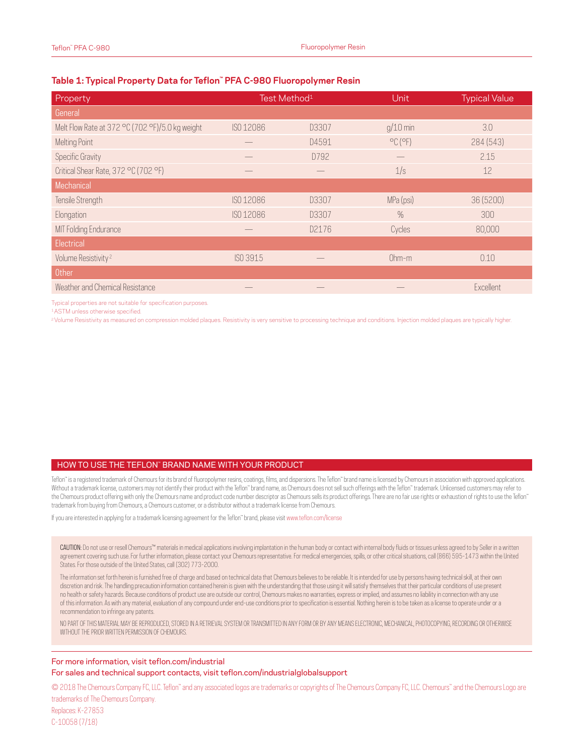## Table 1: Typical Property Data for Teflon™ PFA C-980 Fluoropolymer Resin

| Property | Test Method[1] | | Unit | Typical Value |
|---|---|---|---|---|
| **General** | | | | |
| Melt Flow Rate at 372 °C (702 °F)/5.0 kg weight | ISO 12086 | D3307 | g/10 min | 3.0 |
| Melting Point | — | D4591 | °C (°F) | 284 (543) |
| Specific Gravity | — | D792 | — | 2.15 |
| Critical Shear Rate, 372 °C (702 °F) | — | — | 1/s | 12 |
| **Mechanical** | | | | |
| Tensile Strength | ISO 12086 | D3307 | MPa (psi) | 36 (5200) |
| Elongation | ISO 12086 | D3307 | % | 300 |
| MIT Folding Endurance | — | D2176 | Cycles | 80,000 |
| **Electrical** | | | | |
| Volume Resistivity[2] | ISO 3915 | — | Ohm-m | 0.10 |
| **Other** | | | | |
| Weather and Chemical Resistance | — | — | — | Excellent |

Typical properties are not suitable for specification purposes.

[1] ASTM unless otherwise specified.

[2] Volume Resistivity as measured on compression molded plaques. Resistivity is very sensitive to processing technique and conditions. Injection molded plaques are typically higher.

## HOW TO USE THE TEFLON™ BRAND NAME WITH YOUR PRODUCT

Teflon™ is a registered trademark of Chemours for its brand of fluoropolymer resins, coatings, films, and dispersions. The Teflon™ brand name is licensed by Chemours in association with approved applications. Without a trademark license, customers may not identify their product with the Teflon™ brand name, as Chemours does not sell such offerings with the Teflon™ trademark. Unlicensed customers may refer to the Chemours product offering with only the Chemours name and product code number descriptor as Chemours sells its product offerings. There are no fair use rights or exhaustion of rights to use the Teflon™ trademark from buying from Chemours, a Chemours customer, or a distributor without a trademark license from Chemours.

If you are interested in applying for a trademark licensing agreement for the Teflon™ brand, please visit www.teflon.com/license

CAUTION: Do not use or resell Chemours™ materials in medical applications involving implantation in the human body or contact with internal body fluids or tissues unless agreed to by Seller in a written agreement covering such use. For further information, please contact your Chemours representative. For medical emergencies, spills, or other critical situations, call (866) 595-1473 within the United States. For those outside of the United States, call (302) 773-2000.

The information set forth herein is furnished free of charge and based on technical data that Chemours believes to be reliable. It is intended for use by persons having technical skill, at their own discretion and risk. The handling precaution information contained herein is given with the understanding that those using it will satisfy themselves that their particular conditions of use present no health or safety hazards. Because conditions of product use are outside our control, Chemours makes no warranties, express or implied, and assumes no liability in connection with any use of this information. As with any material, evaluation of any compound under end-use conditions prior to specification is essential. Nothing herein is to be taken as a license to operate under or a recommendation to infringe any patents.

NO PART OF THIS MATERIAL MAY BE REPRODUCED, STORED IN A RETRIEVAL SYSTEM OR TRANSMITTED IN ANY FORM OR BY ANY MEANS ELECTRONIC, MECHANICAL, PHOTOCOPYING, RECORDING OR OTHERWISE WITHOUT THE PRIOR WRITTEN PERMISSION OF CHEMOURS.

For more information, visit teflon.com/industrial

For sales and technical support contacts, visit teflon.com/industrialglobalsupport

© 2018 The Chemours Company FC, LLC. Teflon™ and any associated logos are trademarks or copyrights of The Chemours Company FC, LLC. Chemours™ and the Chemours Logo are trademarks of The Chemours Company.

Replaces: K-27853

C-10058 (7/18)